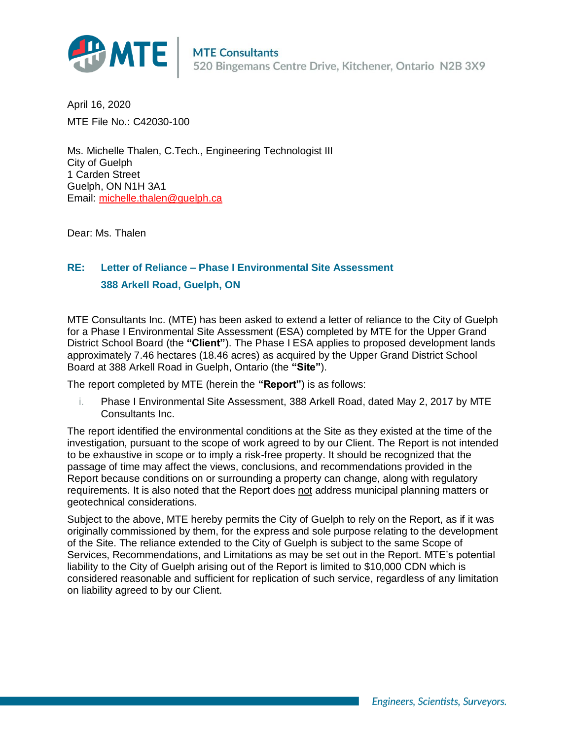MTE Consultants
520 Bingemans Centre Drive, Kitchener, Ontario N2B 3X9

April 16, 2020

MTE File No.: C42030-100

Ms. Michelle Thalen, C.Tech., Engineering Technologist III
City of Guelph
1 Carden Street
Guelph, ON N1H 3A1
Email: michelle.thalen@guelph.ca

Dear: Ms. Thalen

**RE: Letter of Reliance – Phase I Environmental Site Assessment**
**388 Arkell Road, Guelph, ON**

MTE Consultants Inc. (MTE) has been asked to extend a letter of reliance to the City of Guelph for a Phase I Environmental Site Assessment (ESA) completed by MTE for the Upper Grand District School Board (the **"Client"**). The Phase I ESA applies to proposed development lands approximately 7.46 hectares (18.46 acres) as acquired by the Upper Grand District School Board at 388 Arkell Road in Guelph, Ontario (the **"Site"**).

The report completed by MTE (herein the **"Report"**) is as follows:

i. Phase I Environmental Site Assessment, 388 Arkell Road, dated May 2, 2017 by MTE Consultants Inc.

The report identified the environmental conditions at the Site as they existed at the time of the investigation, pursuant to the scope of work agreed to by our Client. The Report is not intended to be exhaustive in scope or to imply a risk-free property. It should be recognized that the passage of time may affect the views, conclusions, and recommendations provided in the Report because conditions on or surrounding a property can change, along with regulatory requirements. It is also noted that the Report does not address municipal planning matters or geotechnical considerations.

Subject to the above, MTE hereby permits the City of Guelph to rely on the Report, as if it was originally commissioned by them, for the express and sole purpose relating to the development of the Site. The reliance extended to the City of Guelph is subject to the same Scope of Services, Recommendations, and Limitations as may be set out in the Report. MTE's potential liability to the City of Guelph arising out of the Report is limited to $10,000 CDN which is considered reasonable and sufficient for replication of such service, regardless of any limitation on liability agreed to by our Client.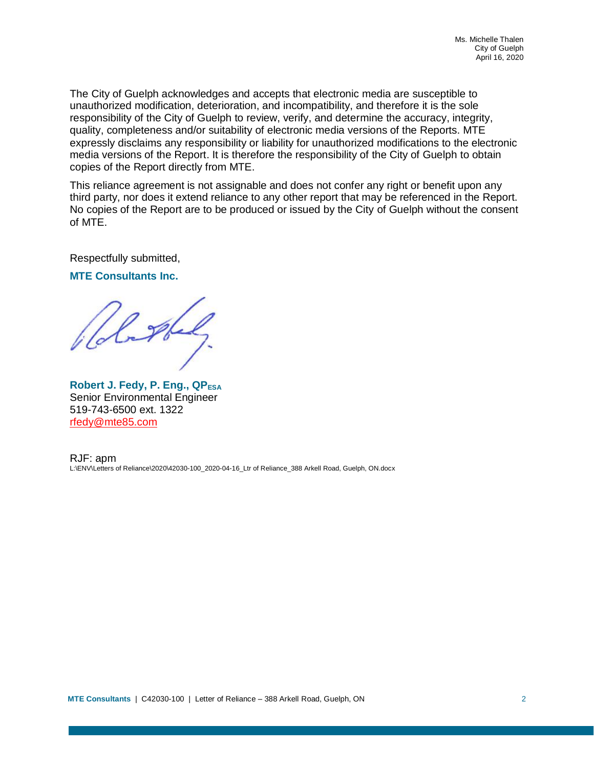The City of Guelph acknowledges and accepts that electronic media are susceptible to unauthorized modification, deterioration, and incompatibility, and therefore it is the sole responsibility of the City of Guelph to review, verify, and determine the accuracy, integrity, quality, completeness and/or suitability of electronic media versions of the Reports. MTE expressly disclaims any responsibility or liability for unauthorized modifications to the electronic media versions of the Report. It is therefore the responsibility of the City of Guelph to obtain copies of the Report directly from MTE.

This reliance agreement is not assignable and does not confer any right or benefit upon any third party, nor does it extend reliance to any other report that may be referenced in the Report. No copies of the Report are to be produced or issued by the City of Guelph without the consent of MTE.

Respectfully submitted,

**MTE Consultants Inc.**

**Robert J. Fedy, P. Eng., $QP_{ESA}$**
Senior Environmental Engineer
519-743-6500 ext. 1322
rfedy@mte85.com

RJF: apm
L:\ENV\Letters of Reliance\2020\42030-100_2020-04-16_Ltr of Reliance_388 Arkell Road, Guelph, ON.docx